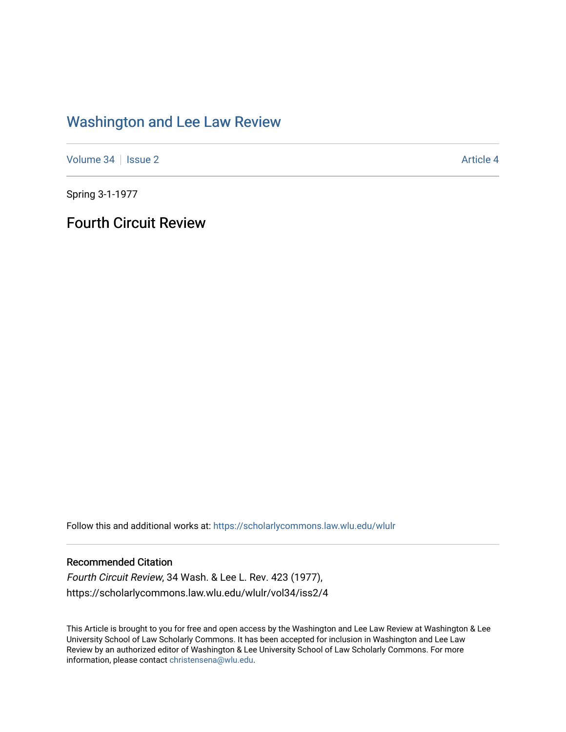# Washington and Lee Law Review

Volume 34 | Issue 2 Article 4

Spring 3-1-1977

## Fourth Circuit Review

Follow this and additional works at: https://scholarlycommons.law.wlu.edu/wlulr

### Recommended Citation

*Fourth Circuit Review*, 34 Wash. & Lee L. Rev. 423 (1977),
https://scholarlycommons.law.wlu.edu/wlulr/vol34/iss2/4

This Article is brought to you for free and open access by the Washington and Lee Law Review at Washington & Lee University School of Law Scholarly Commons. It has been accepted for inclusion in Washington and Lee Law Review by an authorized editor of Washington & Lee University School of Law Scholarly Commons. For more information, please contact christensena@wlu.edu.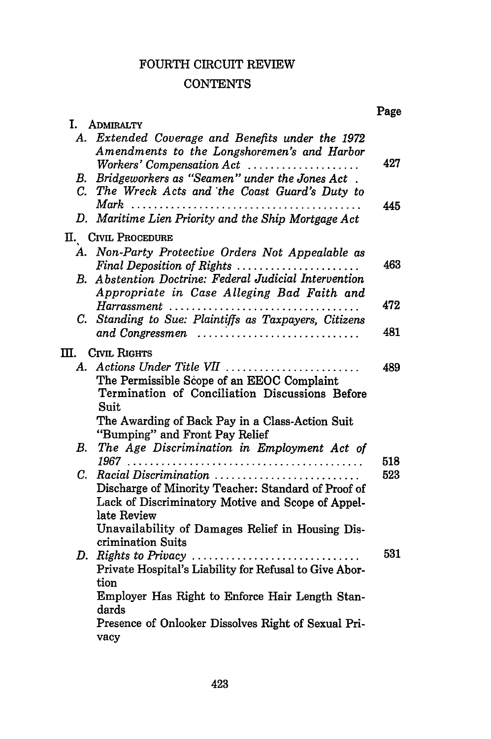# FOURTH CIRCUIT REVIEW

## CONTENTS

| | Page |
|---|---|
| **I. ADMIRALTY** | |
| A. *Extended Coverage and Benefits under the 1972 Amendments to the Longshoremen's and Harbor Workers' Compensation Act* | 427 |
| B. *Bridgeworkers as "Seamen" under the Jones Act* | |
| C. *The Wreck Acts and the Coast Guard's Duty to Mark* | 445 |
| D. *Maritime Lien Priority and the Ship Mortgage Act* | |
| **II. CIVIL PROCEDURE** | |
| A. *Non-Party Protective Orders Not Appealable as Final Deposition of Rights* | 463 |
| B. *Abstention Doctrine: Federal Judicial Intervention Appropriate in Case Alleging Bad Faith and Harrassment* | 472 |
| C. *Standing to Sue: Plaintiffs as Taxpayers, Citizens and Congressmen* | 481 |
| **III. CIVIL RIGHTS** | |
| A. *Actions Under Title VII* | 489 |
| The Permissible Scope of an EEOC Complaint | |
| Termination of Conciliation Discussions Before Suit | |
| The Awarding of Back Pay in a Class-Action Suit | |
| "Bumping" and Front Pay Relief | |
| B. *The Age Discrimination in Employment Act of 1967* | 518 |
| C. *Racial Discrimination* | 523 |
| Discharge of Minority Teacher: Standard of Proof of Lack of Discriminatory Motive and Scope of Appellate Review | |
| Unavailability of Damages Relief in Housing Discrimination Suits | |
| D. *Rights to Privacy* | 531 |
| Private Hospital's Liability for Refusal to Give Abortion | |
| Employer Has Right to Enforce Hair Length Standards | |
| Presence of Onlooker Dissolves Right of Sexual Privacy | |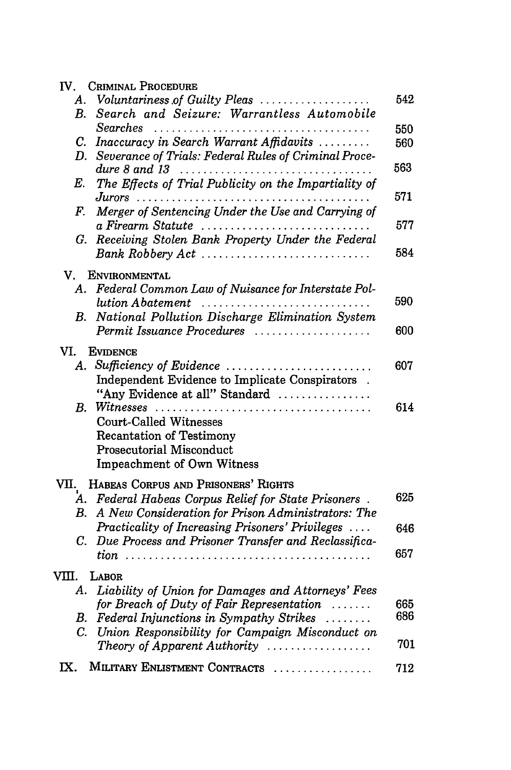IV. CRIMINAL PROCEDURE

- A. *Voluntariness of Guilty Pleas* ........ 542
- B. *Search and Seizure: Warrantless Automobile Searches* ........ 550
- C. *Inaccuracy in Search Warrant Affidavits* ........ 560
- D. *Severance of Trials: Federal Rules of Criminal Procedure 8 and 13* ........ 563
- E. *The Effects of Trial Publicity on the Impartiality of Jurors* ........ 571
- F. *Merger of Sentencing Under the Use and Carrying of a Firearm Statute* ........ 577
- G. *Receiving Stolen Bank Property Under the Federal Bank Robbery Act* ........ 584

V. ENVIRONMENTAL

- A. *Federal Common Law of Nuisance for Interstate Pollution Abatement* ........ 590
- B. *National Pollution Discharge Elimination System Permit Issuance Procedures* ........ 600

VI. EVIDENCE

- A. *Sufficiency of Evidence* ........ 607
  - Independent Evidence to Implicate Conspirators .
  - "Any Evidence at all" Standard ........
- B. *Witnesses* ........ 614
  - Court-Called Witnesses
  - Recantation of Testimony
  - Prosecutorial Misconduct
  - Impeachment of Own Witness

VII. HABEAS CORPUS AND PRISONERS' RIGHTS

- A. *Federal Habeas Corpus Relief for State Prisoners* . 625
- B. *A New Consideration for Prison Administrators: The Practicality of Increasing Prisoners' Privileges* ........ 646
- C. *Due Process and Prisoner Transfer and Reclassification* ........ 657

VIII. LABOR

- A. *Liability of Union for Damages and Attorneys' Fees for Breach of Duty of Fair Representation* ........ 665
- B. *Federal Injunctions in Sympathy Strikes* ........ 686
- C. *Union Responsibility for Campaign Misconduct on Theory of Apparent Authority* ........ 701

IX. MILITARY ENLISTMENT CONTRACTS ........ 712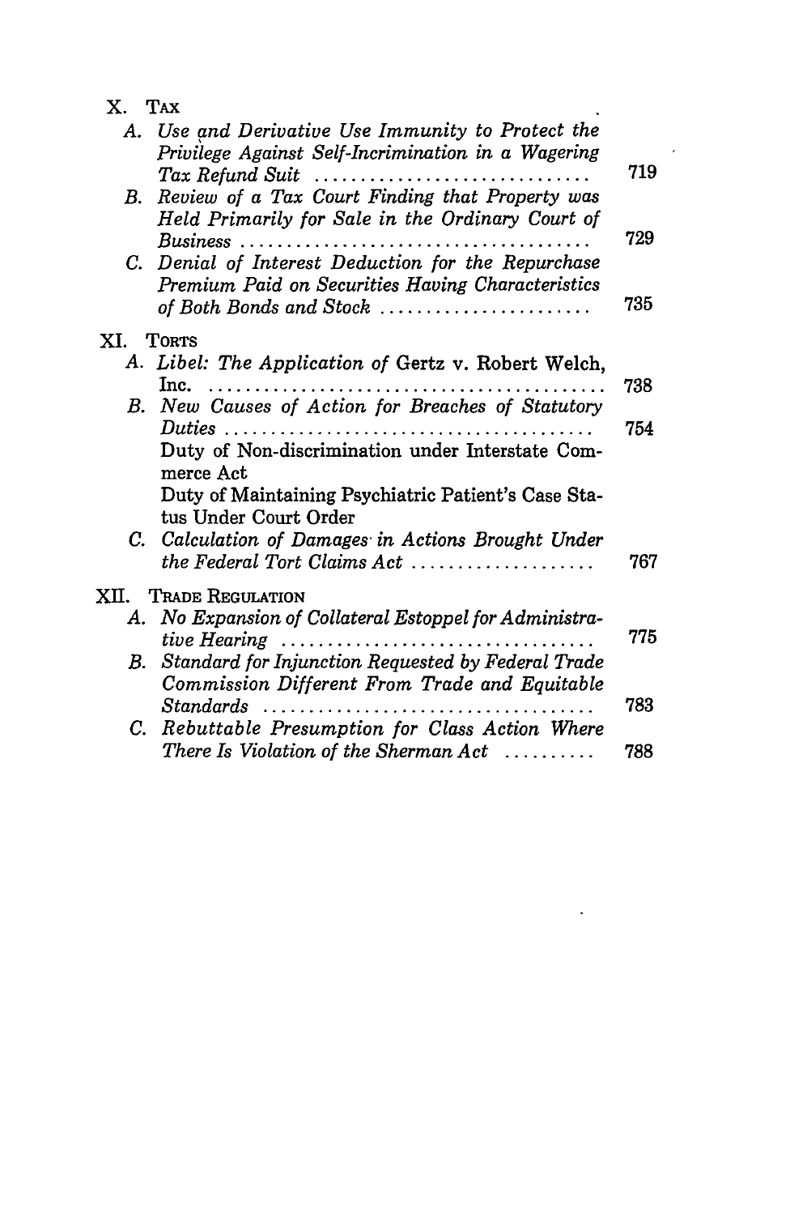X. TAX

A. *Use and Derivative Use Immunity to Protect the Privilege Against Self-Incrimination in a Wagering Tax Refund Suit* .......... 719

B. *Review of a Tax Court Finding that Property was Held Primarily for Sale in the Ordinary Court of Business* .......... 729

C. *Denial of Interest Deduction for the Repurchase Premium Paid on Securities Having Characteristics of Both Bonds and Stock* .......... 735

XI. TORTS

A. *Libel: The Application of* Gertz v. Robert Welch, Inc. .......... 738

B. *New Causes of Action for Breaches of Statutory Duties* .......... 754

Duty of Non-discrimination under Interstate Commerce Act

Duty of Maintaining Psychiatric Patient's Case Status Under Court Order

C. *Calculation of Damages in Actions Brought Under the Federal Tort Claims Act* .......... 767

XII. TRADE REGULATION

A. *No Expansion of Collateral Estoppel for Administrative Hearing* .......... 775

B. *Standard for Injunction Requested by Federal Trade Commission Different From Trade and Equitable Standards* .......... 783

C. *Rebuttable Presumption for Class Action Where There Is Violation of the Sherman Act* .......... 788